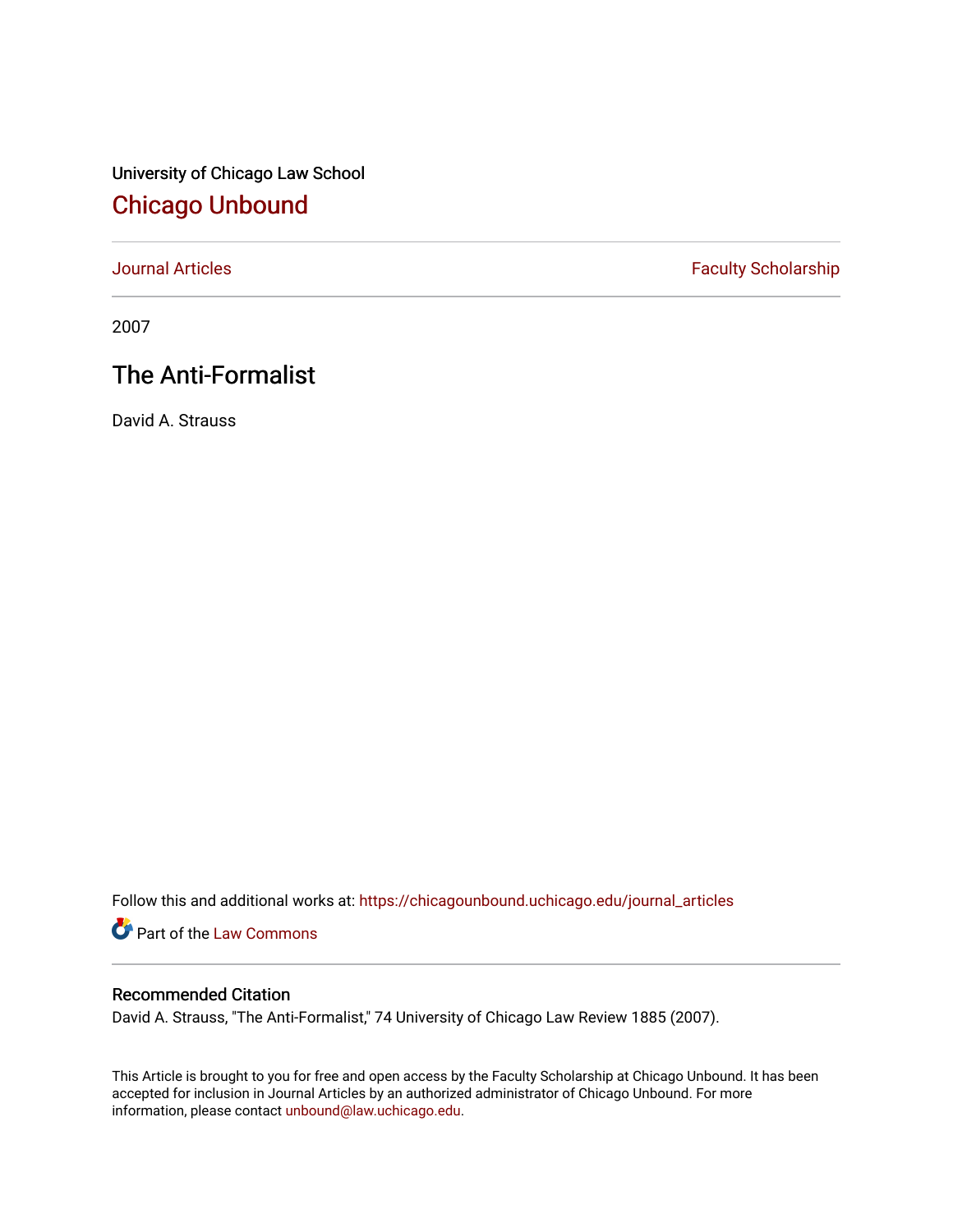University of Chicago Law School

## Chicago Unbound

Journal Articles | Faculty Scholarship

2007

# The Anti-Formalist

David A. Strauss

Follow this and additional works at: https://chicagounbound.uchicago.edu/journal_articles

Part of the Law Commons

### Recommended Citation

David A. Strauss, "The Anti-Formalist," 74 University of Chicago Law Review 1885 (2007).

This Article is brought to you for free and open access by the Faculty Scholarship at Chicago Unbound. It has been accepted for inclusion in Journal Articles by an authorized administrator of Chicago Unbound. For more information, please contact unbound@law.uchicago.edu.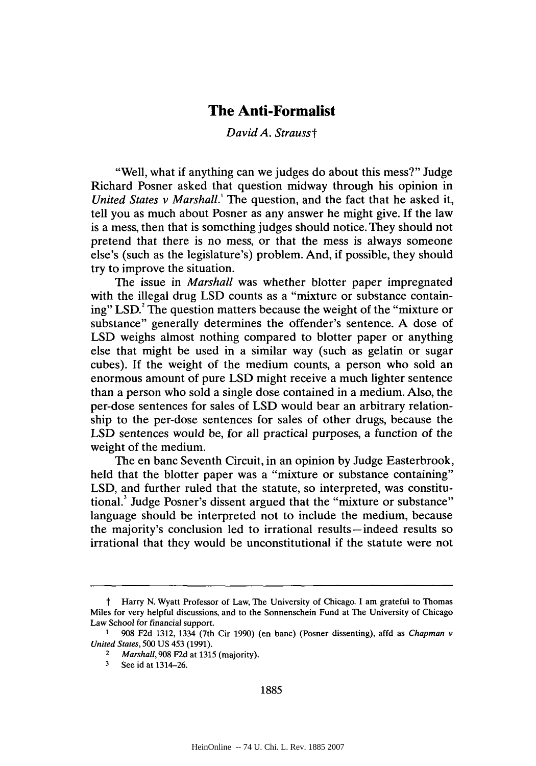# The Anti-Formalist

*David A. Strauss*†

"Well, what if anything can we judges do about this mess?" Judge Richard Posner asked that question midway through his opinion in *United States v Marshall*.[1] The question, and the fact that he asked it, tell you as much about Posner as any answer he might give. If the law is a mess, then that is something judges should notice. They should not pretend that there is no mess, or that the mess is always someone else's (such as the legislature's) problem. And, if possible, they should try to improve the situation.

The issue in *Marshall* was whether blotter paper impregnated with the illegal drug LSD counts as a "mixture or substance containing" LSD.[2] The question matters because the weight of the "mixture or substance" generally determines the offender's sentence. A dose of LSD weighs almost nothing compared to blotter paper or anything else that might be used in a similar way (such as gelatin or sugar cubes). If the weight of the medium counts, a person who sold an enormous amount of pure LSD might receive a much lighter sentence than a person who sold a single dose contained in a medium. Also, the per-dose sentences for sales of LSD would bear an arbitrary relationship to the per-dose sentences for sales of other drugs, because the LSD sentences would be, for all practical purposes, a function of the weight of the medium.

The en banc Seventh Circuit, in an opinion by Judge Easterbrook, held that the blotter paper was a "mixture or substance containing" LSD, and further ruled that the statute, so interpreted, was constitutional.[3] Judge Posner's dissent argued that the "mixture or substance" language should be interpreted not to include the medium, because the majority's conclusion led to irrational results—indeed results so irrational that they would be unconstitutional if the statute were not

---

† Harry N. Wyatt Professor of Law, The University of Chicago. I am grateful to Thomas Miles for very helpful discussions, and to the Sonnenschein Fund at The University of Chicago Law School for financial support.

1 908 F2d 1312, 1334 (7th Cir 1990) (en banc) (Posner dissenting), affd as *Chapman v United States*, 500 US 453 (1991).

2 *Marshall*, 908 F2d at 1315 (majority).

3 See id at 1314–26.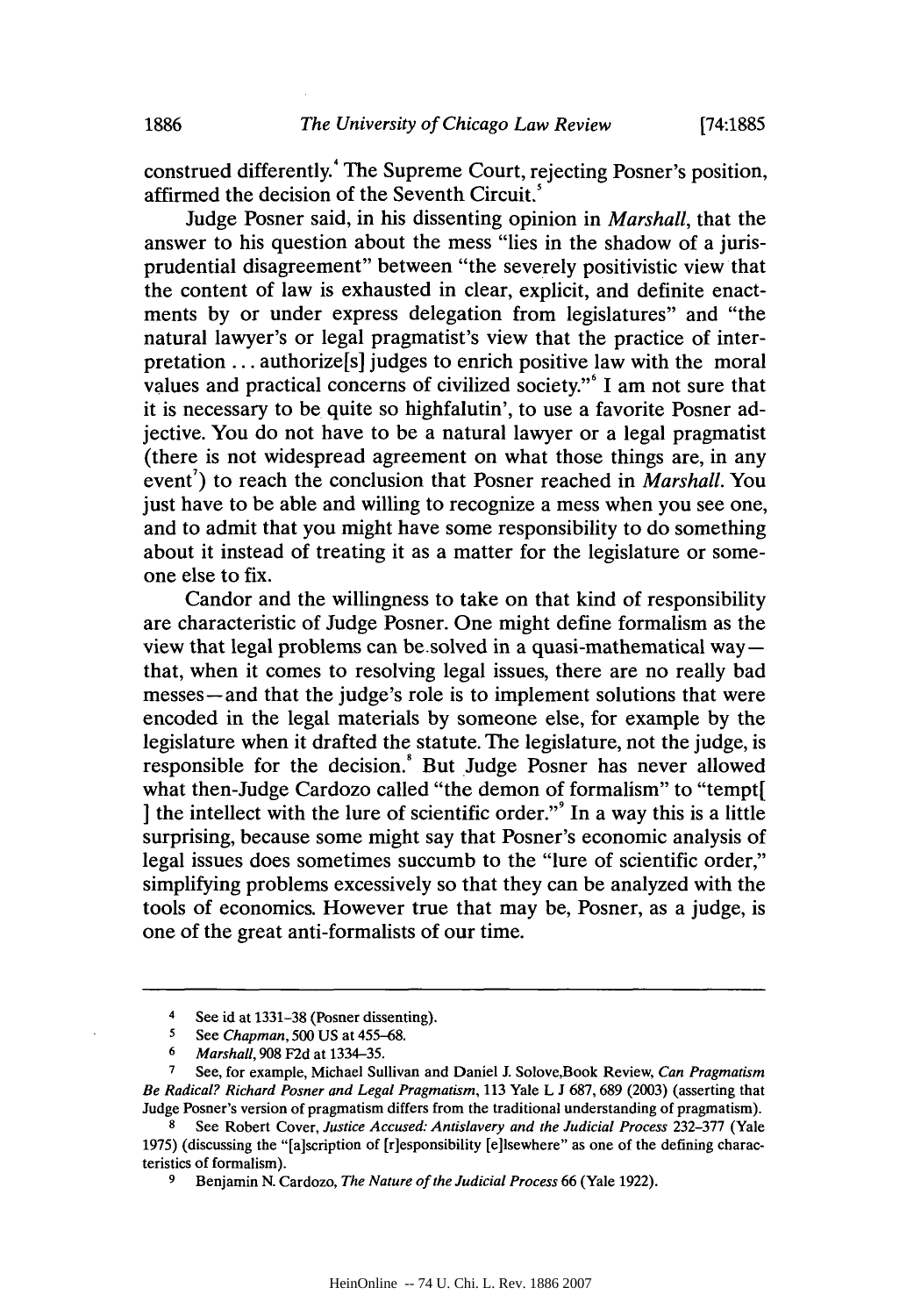construed differently.[4] The Supreme Court, rejecting Posner's position, affirmed the decision of the Seventh Circuit.[5]

Judge Posner said, in his dissenting opinion in *Marshall*, that the answer to his question about the mess "lies in the shadow of a jurisprudential disagreement" between "the severely positivistic view that the content of law is exhausted in clear, explicit, and definite enactments by or under express delegation from legislatures" and "the natural lawyer's or legal pragmatist's view that the practice of interpretation ... authorize[s] judges to enrich positive law with the moral values and practical concerns of civilized society."[6] I am not sure that it is necessary to be quite so highfalutin', to use a favorite Posner adjective. You do not have to be a natural lawyer or a legal pragmatist (there is not widespread agreement on what those things are, in any event[7]) to reach the conclusion that Posner reached in *Marshall*. You just have to be able and willing to recognize a mess when you see one, and to admit that you might have some responsibility to do something about it instead of treating it as a matter for the legislature or someone else to fix.

Candor and the willingness to take on that kind of responsibility are characteristic of Judge Posner. One might define formalism as the view that legal problems can be solved in a quasi-mathematical way—that, when it comes to resolving legal issues, there are no really bad messes—and that the judge's role is to implement solutions that were encoded in the legal materials by someone else, for example by the legislature when it drafted the statute. The legislature, not the judge, is responsible for the decision.[8] But Judge Posner has never allowed what then-Judge Cardozo called "the demon of formalism" to "tempt[ ] the intellect with the lure of scientific order."[9] In a way this is a little surprising, because some might say that Posner's economic analysis of legal issues does sometimes succumb to the "lure of scientific order," simplifying problems excessively so that they can be analyzed with the tools of economics. However true that may be, Posner, as a judge, is one of the great anti-formalists of our time.

---

4 See id at 1331–38 (Posner dissenting).

5 See *Chapman*, 500 US at 455–68.

6 *Marshall*, 908 F2d at 1334–35.

7 See, for example, Michael Sullivan and Daniel J. Solove,Book Review, *Can Pragmatism Be Radical? Richard Posner and Legal Pragmatism*, 113 Yale L J 687, 689 (2003) (asserting that Judge Posner's version of pragmatism differs from the traditional understanding of pragmatism).

8 See Robert Cover, *Justice Accused: Antislavery and the Judicial Process* 232–377 (Yale 1975) (discussing the "[a]scription of [r]esponsibility [e]lsewhere" as one of the defining characteristics of formalism).

9 Benjamin N. Cardozo, *The Nature of the Judicial Process* 66 (Yale 1922).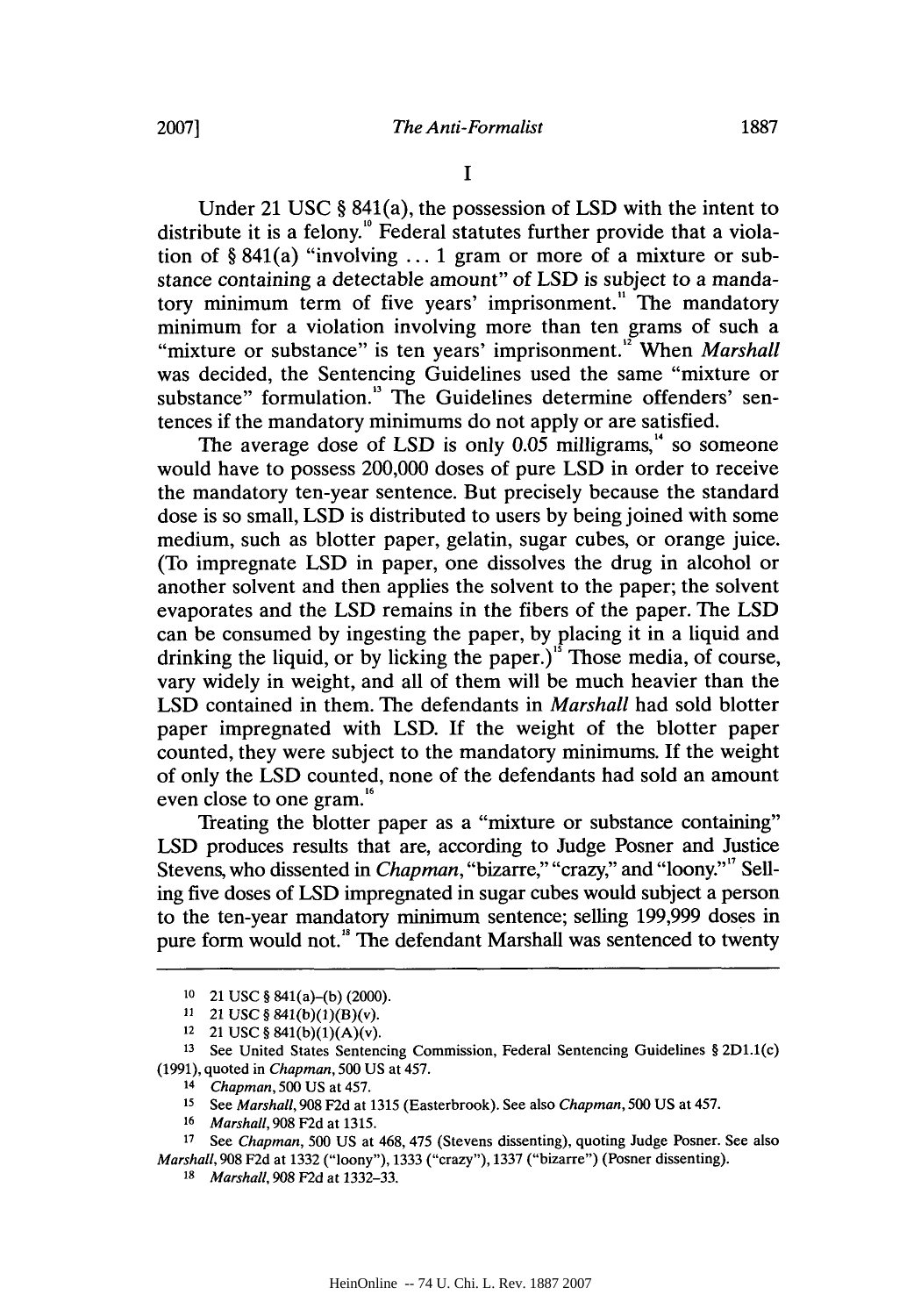# I

Under 21 USC § 841(a), the possession of LSD with the intent to distribute it is a felony.[10] Federal statutes further provide that a violation of § 841(a) "involving ... 1 gram or more of a mixture or substance containing a detectable amount" of LSD is subject to a mandatory minimum term of five years' imprisonment.[11] The mandatory minimum for a violation involving more than ten grams of such a "mixture or substance" is ten years' imprisonment.[12] When *Marshall* was decided, the Sentencing Guidelines used the same "mixture or substance" formulation.[13] The Guidelines determine offenders' sentences if the mandatory minimums do not apply or are satisfied.

The average dose of LSD is only 0.05 milligrams,[14] so someone would have to possess 200,000 doses of pure LSD in order to receive the mandatory ten-year sentence. But precisely because the standard dose is so small, LSD is distributed to users by being joined with some medium, such as blotter paper, gelatin, sugar cubes, or orange juice. (To impregnate LSD in paper, one dissolves the drug in alcohol or another solvent and then applies the solvent to the paper; the solvent evaporates and the LSD remains in the fibers of the paper. The LSD can be consumed by ingesting the paper, by placing it in a liquid and drinking the liquid, or by licking the paper.)[15] Those media, of course, vary widely in weight, and all of them will be much heavier than the LSD contained in them. The defendants in *Marshall* had sold blotter paper impregnated with LSD. If the weight of the blotter paper counted, they were subject to the mandatory minimums. If the weight of only the LSD counted, none of the defendants had sold an amount even close to one gram.[16]

Treating the blotter paper as a "mixture or substance containing" LSD produces results that are, according to Judge Posner and Justice Stevens, who dissented in *Chapman*, "bizarre," "crazy," and "loony."[17] Selling five doses of LSD impregnated in sugar cubes would subject a person to the ten-year mandatory minimum sentence; selling 199,999 doses in pure form would not.[18] The defendant Marshall was sentenced to twenty

---

10 21 USC § 841(a)–(b) (2000).

11 21 USC § 841(b)(1)(B)(v).

12 21 USC § 841(b)(1)(A)(v).

13 See United States Sentencing Commission, Federal Sentencing Guidelines § 2D1.1(c) (1991), quoted in *Chapman*, 500 US at 457.

14 *Chapman*, 500 US at 457.

15 See *Marshall*, 908 F2d at 1315 (Easterbrook). See also *Chapman*, 500 US at 457.

16 *Marshall*, 908 F2d at 1315.

17 See *Chapman*, 500 US at 468, 475 (Stevens dissenting), quoting Judge Posner. See also *Marshall*, 908 F2d at 1332 ("loony"), 1333 ("crazy"), 1337 ("bizarre") (Posner dissenting).

18 *Marshall*, 908 F2d at 1332–33.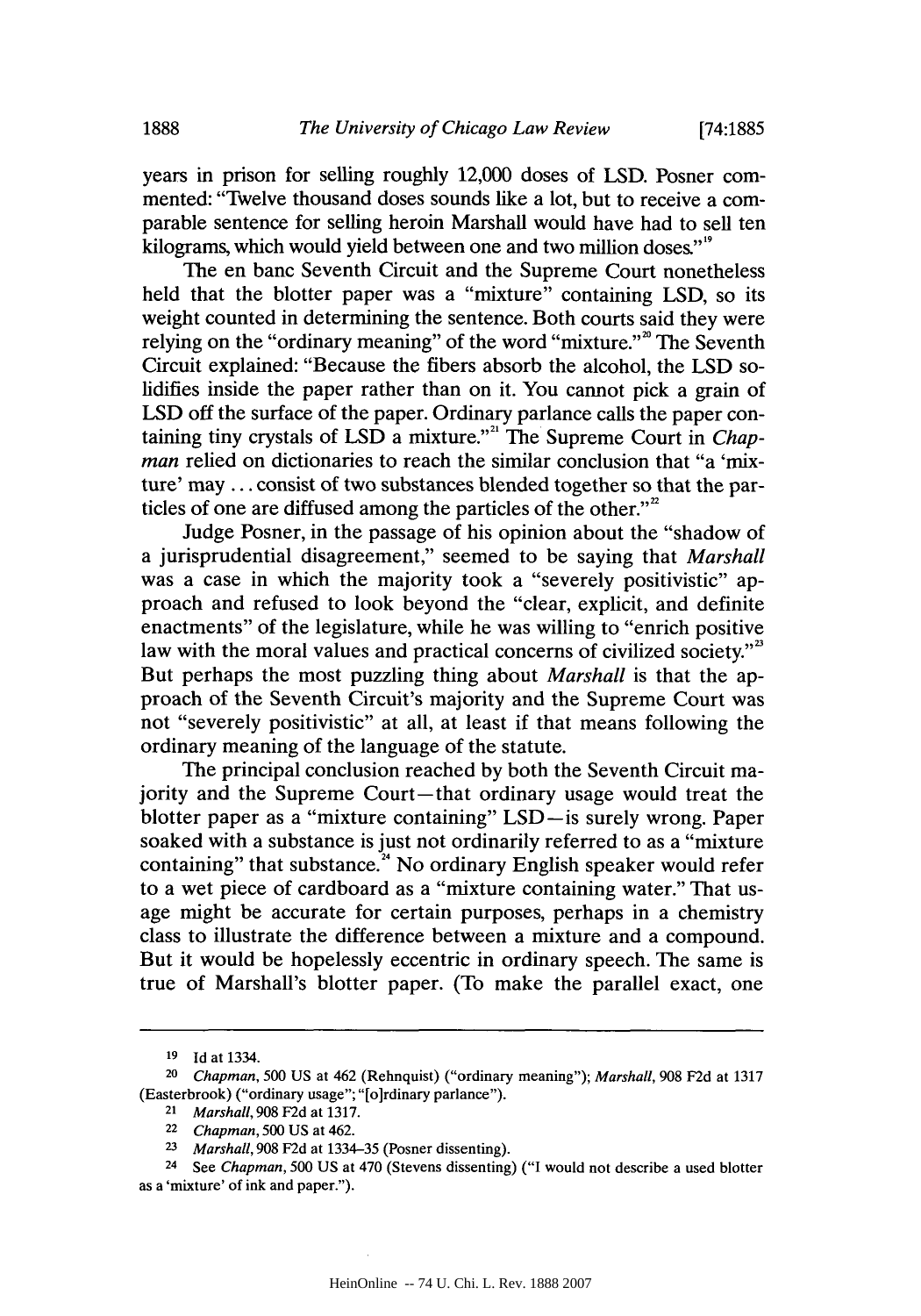years in prison for selling roughly 12,000 doses of LSD. Posner commented: "Twelve thousand doses sounds like a lot, but to receive a comparable sentence for selling heroin Marshall would have had to sell ten kilograms, which would yield between one and two million doses."[19]

The en banc Seventh Circuit and the Supreme Court nonetheless held that the blotter paper was a "mixture" containing LSD, so its weight counted in determining the sentence. Both courts said they were relying on the "ordinary meaning" of the word "mixture."[20] The Seventh Circuit explained: "Because the fibers absorb the alcohol, the LSD solidifies inside the paper rather than on it. You cannot pick a grain of LSD off the surface of the paper. Ordinary parlance calls the paper containing tiny crystals of LSD a mixture."[21] The Supreme Court in *Chapman* relied on dictionaries to reach the similar conclusion that "a 'mixture' may ... consist of two substances blended together so that the particles of one are diffused among the particles of the other."[22]

Judge Posner, in the passage of his opinion about the "shadow of a jurisprudential disagreement," seemed to be saying that *Marshall* was a case in which the majority took a "severely positivistic" approach and refused to look beyond the "clear, explicit, and definite enactments" of the legislature, while he was willing to "enrich positive law with the moral values and practical concerns of civilized society."[23] But perhaps the most puzzling thing about *Marshall* is that the approach of the Seventh Circuit's majority and the Supreme Court was not "severely positivistic" at all, at least if that means following the ordinary meaning of the language of the statute.

The principal conclusion reached by both the Seventh Circuit majority and the Supreme Court—that ordinary usage would treat the blotter paper as a "mixture containing" LSD—is surely wrong. Paper soaked with a substance is just not ordinarily referred to as a "mixture containing" that substance.[24] No ordinary English speaker would refer to a wet piece of cardboard as a "mixture containing water." That usage might be accurate for certain purposes, perhaps in a chemistry class to illustrate the difference between a mixture and a compound. But it would be hopelessly eccentric in ordinary speech. The same is true of Marshall's blotter paper. (To make the parallel exact, one

---

19 Id at 1334.

20 *Chapman*, 500 US at 462 (Rehnquist) ("ordinary meaning"); *Marshall*, 908 F2d at 1317 (Easterbrook) ("ordinary usage"; "[o]rdinary parlance").

21 *Marshall*, 908 F2d at 1317.

22 *Chapman*, 500 US at 462.

23 *Marshall*, 908 F2d at 1334–35 (Posner dissenting).

24 See *Chapman*, 500 US at 470 (Stevens dissenting) ("I would not describe a used blotter as a 'mixture' of ink and paper.").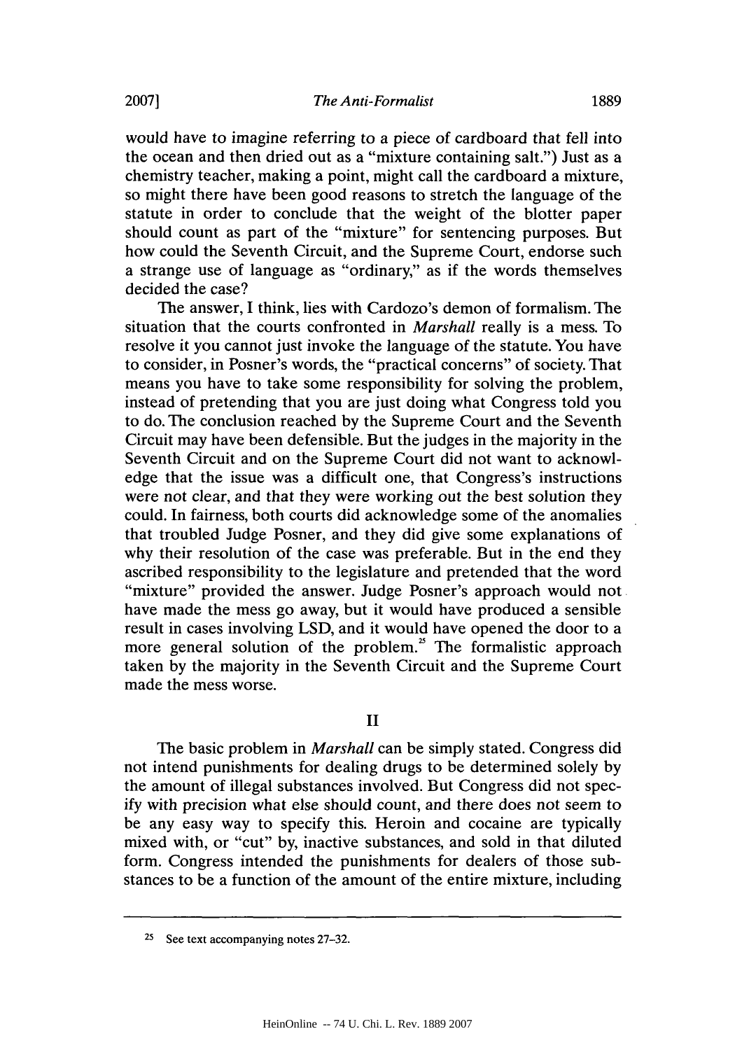would have to imagine referring to a piece of cardboard that fell into the ocean and then dried out as a "mixture containing salt.") Just as a chemistry teacher, making a point, might call the cardboard a mixture, so might there have been good reasons to stretch the language of the statute in order to conclude that the weight of the blotter paper should count as part of the "mixture" for sentencing purposes. But how could the Seventh Circuit, and the Supreme Court, endorse such a strange use of language as "ordinary," as if the words themselves decided the case?

The answer, I think, lies with Cardozo's demon of formalism. The situation that the courts confronted in *Marshall* really is a mess. To resolve it you cannot just invoke the language of the statute. You have to consider, in Posner's words, the "practical concerns" of society. That means you have to take some responsibility for solving the problem, instead of pretending that you are just doing what Congress told you to do. The conclusion reached by the Supreme Court and the Seventh Circuit may have been defensible. But the judges in the majority in the Seventh Circuit and on the Supreme Court did not want to acknowledge that the issue was a difficult one, that Congress's instructions were not clear, and that they were working out the best solution they could. In fairness, both courts did acknowledge some of the anomalies that troubled Judge Posner, and they did give some explanations of why their resolution of the case was preferable. But in the end they ascribed responsibility to the legislature and pretended that the word "mixture" provided the answer. Judge Posner's approach would not have made the mess go away, but it would have produced a sensible result in cases involving LSD, and it would have opened the door to a more general solution of the problem.[25] The formalistic approach taken by the majority in the Seventh Circuit and the Supreme Court made the mess worse.

## II

The basic problem in *Marshall* can be simply stated. Congress did not intend punishments for dealing drugs to be determined solely by the amount of illegal substances involved. But Congress did not specify with precision what else should count, and there does not seem to be any easy way to specify this. Heroin and cocaine are typically mixed with, or "cut" by, inactive substances, and sold in that diluted form. Congress intended the punishments for dealers of those substances to be a function of the amount of the entire mixture, including

---

[25] See text accompanying notes 27–32.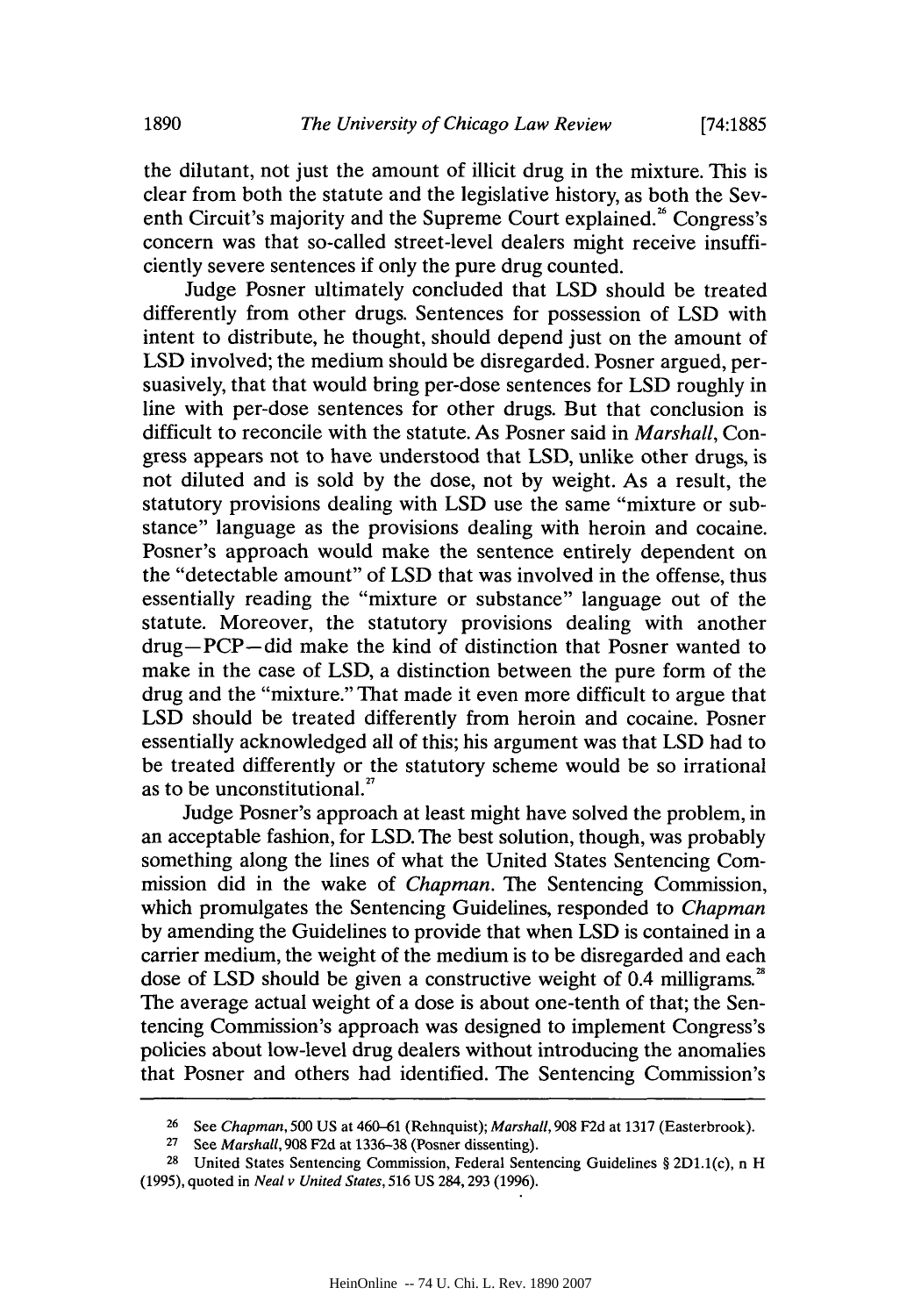the dilutant, not just the amount of illicit drug in the mixture. This is clear from both the statute and the legislative history, as both the Seventh Circuit's majority and the Supreme Court explained.[26] Congress's concern was that so-called street-level dealers might receive insufficiently severe sentences if only the pure drug counted.

Judge Posner ultimately concluded that LSD should be treated differently from other drugs. Sentences for possession of LSD with intent to distribute, he thought, should depend just on the amount of LSD involved; the medium should be disregarded. Posner argued, persuasively, that that would bring per-dose sentences for LSD roughly in line with per-dose sentences for other drugs. But that conclusion is difficult to reconcile with the statute. As Posner said in *Marshall*, Congress appears not to have understood that LSD, unlike other drugs, is not diluted and is sold by the dose, not by weight. As a result, the statutory provisions dealing with LSD use the same "mixture or substance" language as the provisions dealing with heroin and cocaine. Posner's approach would make the sentence entirely dependent on the "detectable amount" of LSD that was involved in the offense, thus essentially reading the "mixture or substance" language out of the statute. Moreover, the statutory provisions dealing with another drug—PCP—did make the kind of distinction that Posner wanted to make in the case of LSD, a distinction between the pure form of the drug and the "mixture." That made it even more difficult to argue that LSD should be treated differently from heroin and cocaine. Posner essentially acknowledged all of this; his argument was that LSD had to be treated differently or the statutory scheme would be so irrational as to be unconstitutional.[27]

Judge Posner's approach at least might have solved the problem, in an acceptable fashion, for LSD. The best solution, though, was probably something along the lines of what the United States Sentencing Commission did in the wake of *Chapman*. The Sentencing Commission, which promulgates the Sentencing Guidelines, responded to *Chapman* by amending the Guidelines to provide that when LSD is contained in a carrier medium, the weight of the medium is to be disregarded and each dose of LSD should be given a constructive weight of 0.4 milligrams.[28] The average actual weight of a dose is about one-tenth of that; the Sentencing Commission's approach was designed to implement Congress's policies about low-level drug dealers without introducing the anomalies that Posner and others had identified. The Sentencing Commission's

---

26 See *Chapman*, 500 US at 460–61 (Rehnquist); *Marshall*, 908 F2d at 1317 (Easterbrook).

27 See *Marshall*, 908 F2d at 1336–38 (Posner dissenting).

28 United States Sentencing Commission, Federal Sentencing Guidelines § 2D1.1(c), n H (1995), quoted in *Neal v United States*, 516 US 284, 293 (1996).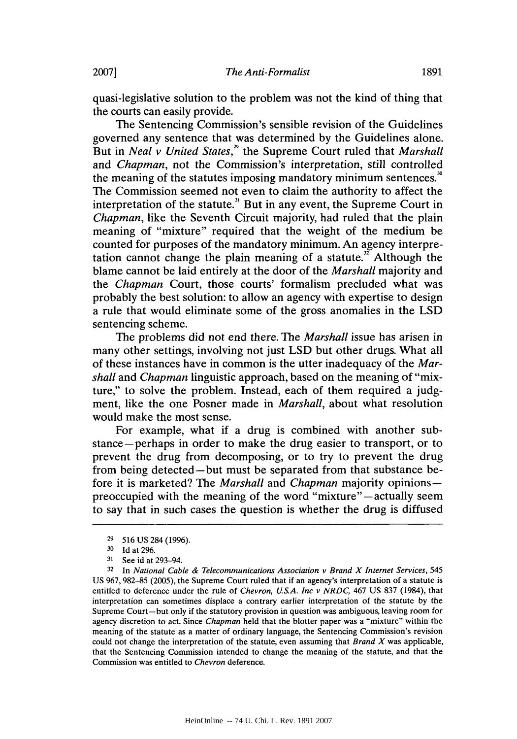quasi-legislative solution to the problem was not the kind of thing that the courts can easily provide.

The Sentencing Commission's sensible revision of the Guidelines governed any sentence that was determined by the Guidelines alone. But in *Neal v United States*,[29] the Supreme Court ruled that *Marshall* and *Chapman*, not the Commission's interpretation, still controlled the meaning of the statutes imposing mandatory minimum sentences.[30] The Commission seemed not even to claim the authority to affect the interpretation of the statute.[31] But in any event, the Supreme Court in *Chapman*, like the Seventh Circuit majority, had ruled that the plain meaning of "mixture" required that the weight of the medium be counted for purposes of the mandatory minimum. An agency interpretation cannot change the plain meaning of a statute.[32] Although the blame cannot be laid entirely at the door of the *Marshall* majority and the *Chapman* Court, those courts' formalism precluded what was probably the best solution: to allow an agency with expertise to design a rule that would eliminate some of the gross anomalies in the LSD sentencing scheme.

The problems did not end there. The *Marshall* issue has arisen in many other settings, involving not just LSD but other drugs. What all of these instances have in common is the utter inadequacy of the *Marshall* and *Chapman* linguistic approach, based on the meaning of "mixture," to solve the problem. Instead, each of them required a judgment, like the one Posner made in *Marshall*, about what resolution would make the most sense.

For example, what if a drug is combined with another substance—perhaps in order to make the drug easier to transport, or to prevent the drug from decomposing, or to try to prevent the drug from being detected—but must be separated from that substance before it is marketed? The *Marshall* and *Chapman* majority opinions—preoccupied with the meaning of the word "mixture"—actually seem to say that in such cases the question is whether the drug is diffused

---

29 516 US 284 (1996).

30 Id at 296.

31 See id at 293–94.

32 In *National Cable & Telecommunications Association v Brand X Internet Services*, 545 US 967, 982–85 (2005), the Supreme Court ruled that if an agency's interpretation of a statute is entitled to deference under the rule of *Chevron, U.S.A. Inc v NRDC*, 467 US 837 (1984), that interpretation can sometimes displace a contrary earlier interpretation of the statute by the Supreme Court—but only if the statutory provision in question was ambiguous, leaving room for agency discretion to act. Since *Chapman* held that the blotter paper was a "mixture" within the meaning of the statute as a matter of ordinary language, the Sentencing Commission's revision could not change the interpretation of the statute, even assuming that *Brand X* was applicable, that the Sentencing Commission intended to change the meaning of the statute, and that the Commission was entitled to *Chevron* deference.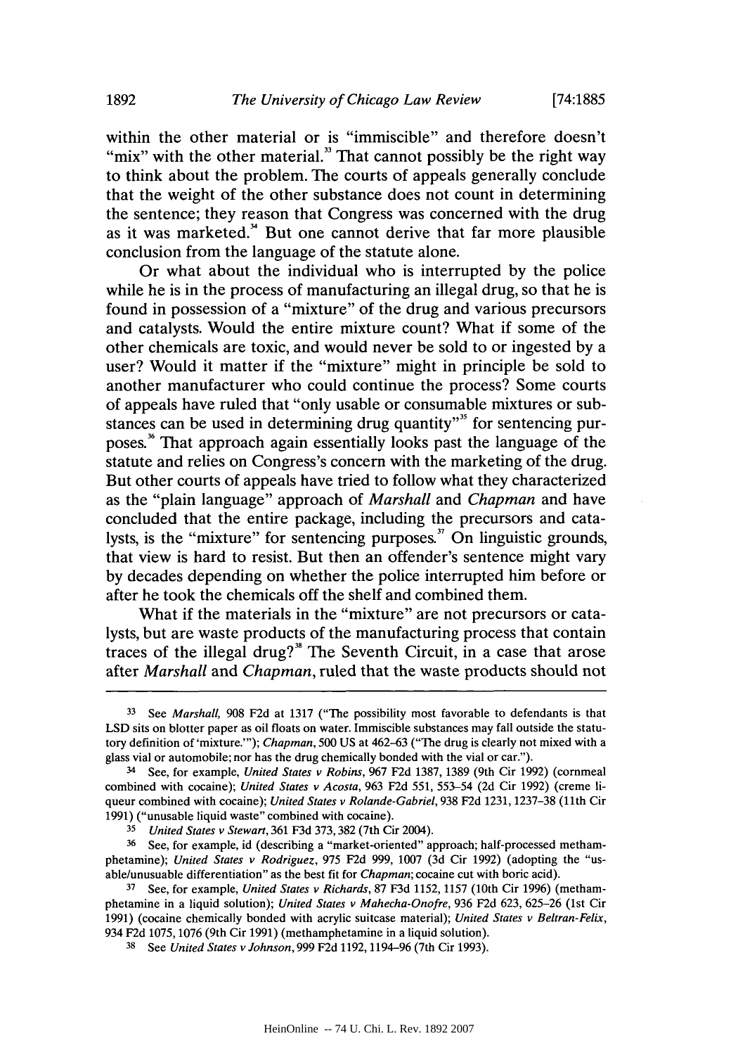within the other material or is "immiscible" and therefore doesn't "mix" with the other material.[33] That cannot possibly be the right way to think about the problem. The courts of appeals generally conclude that the weight of the other substance does not count in determining the sentence; they reason that Congress was concerned with the drug as it was marketed.[34] But one cannot derive that far more plausible conclusion from the language of the statute alone.

Or what about the individual who is interrupted by the police while he is in the process of manufacturing an illegal drug, so that he is found in possession of a "mixture" of the drug and various precursors and catalysts. Would the entire mixture count? What if some of the other chemicals are toxic, and would never be sold to or ingested by a user? Would it matter if the "mixture" might in principle be sold to another manufacturer who could continue the process? Some courts of appeals have ruled that "only usable or consumable mixtures or substances can be used in determining drug quantity"[35] for sentencing purposes.[36] That approach again essentially looks past the language of the statute and relies on Congress's concern with the marketing of the drug. But other courts of appeals have tried to follow what they characterized as the "plain language" approach of *Marshall* and *Chapman* and have concluded that the entire package, including the precursors and catalysts, is the "mixture" for sentencing purposes.[37] On linguistic grounds, that view is hard to resist. But then an offender's sentence might vary by decades depending on whether the police interrupted him before or after he took the chemicals off the shelf and combined them.

What if the materials in the "mixture" are not precursors or catalysts, but are waste products of the manufacturing process that contain traces of the illegal drug?[38] The Seventh Circuit, in a case that arose after *Marshall* and *Chapman*, ruled that the waste products should not

---

[33] See *Marshall*, 908 F2d at 1317 ("The possibility most favorable to defendants is that LSD sits on blotter paper as oil floats on water. Immiscible substances may fall outside the statutory definition of 'mixture.'"); *Chapman*, 500 US at 462–63 ("The drug is clearly not mixed with a glass vial or automobile; nor has the drug chemically bonded with the vial or car.").

[34] See, for example, *United States v Robins*, 967 F2d 1387, 1389 (9th Cir 1992) (cornmeal combined with cocaine); *United States v Acosta*, 963 F2d 551, 553–54 (2d Cir 1992) (creme liqueur combined with cocaine); *United States v Rolande-Gabriel*, 938 F2d 1231, 1237–38 (11th Cir 1991) ("unusable liquid waste" combined with cocaine).

[35] *United States v Stewart*, 361 F3d 373, 382 (7th Cir 2004).

[36] See, for example, id (describing a "market-oriented" approach; half-processed methamphetamine); *United States v Rodriguez*, 975 F2d 999, 1007 (3d Cir 1992) (adopting the "usable/unusuable differentiation" as the best fit for *Chapman*; cocaine cut with boric acid).

[37] See, for example, *United States v Richards*, 87 F3d 1152, 1157 (10th Cir 1996) (methamphetamine in a liquid solution); *United States v Mahecha-Onofre*, 936 F2d 623, 625–26 (1st Cir 1991) (cocaine chemically bonded with acrylic suitcase material); *United States v Beltran-Felix*, 934 F2d 1075, 1076 (9th Cir 1991) (methamphetamine in a liquid solution).

[38] See *United States v Johnson*, 999 F2d 1192, 1194–96 (7th Cir 1993).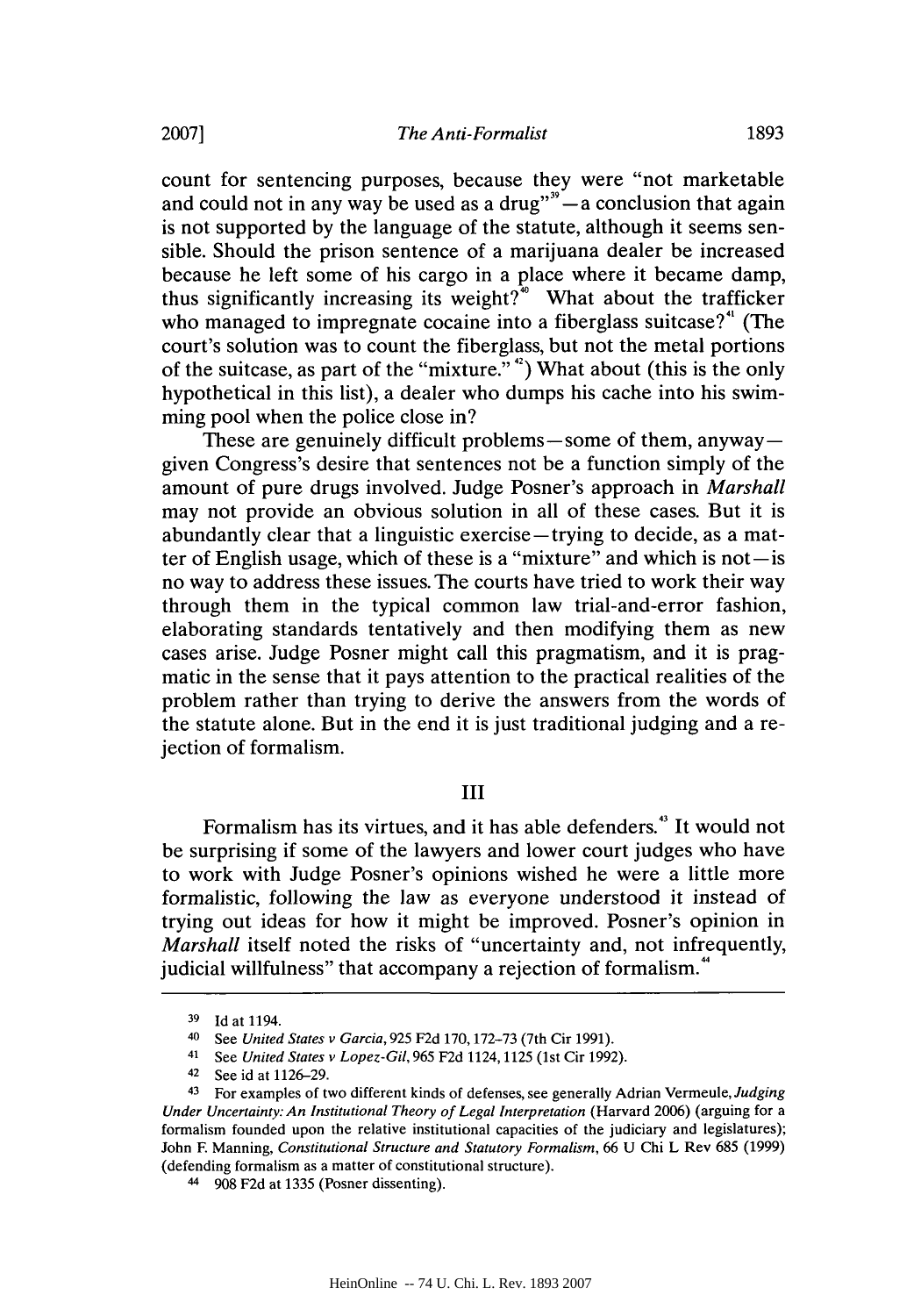count for sentencing purposes, because they were "not marketable and could not in any way be used as a drug"[39]—a conclusion that again is not supported by the language of the statute, although it seems sensible. Should the prison sentence of a marijuana dealer be increased because he left some of his cargo in a place where it became damp, thus significantly increasing its weight?[40] What about the trafficker who managed to impregnate cocaine into a fiberglass suitcase?[41] (The court's solution was to count the fiberglass, but not the metal portions of the suitcase, as part of the "mixture."[42]) What about (this is the only hypothetical in this list), a dealer who dumps his cache into his swimming pool when the police close in?

These are genuinely difficult problems—some of them, anyway—given Congress's desire that sentences not be a function simply of the amount of pure drugs involved. Judge Posner's approach in *Marshall* may not provide an obvious solution in all of these cases. But it is abundantly clear that a linguistic exercise—trying to decide, as a matter of English usage, which of these is a "mixture" and which is not—is no way to address these issues. The courts have tried to work their way through them in the typical common law trial-and-error fashion, elaborating standards tentatively and then modifying them as new cases arise. Judge Posner might call this pragmatism, and it is pragmatic in the sense that it pays attention to the practical realities of the problem rather than trying to derive the answers from the words of the statute alone. But in the end it is just traditional judging and a rejection of formalism.

## III

Formalism has its virtues, and it has able defenders.[43] It would not be surprising if some of the lawyers and lower court judges who have to work with Judge Posner's opinions wished he were a little more formalistic, following the law as everyone understood it instead of trying out ideas for how it might be improved. Posner's opinion in *Marshall* itself noted the risks of "uncertainty and, not infrequently, judicial willfulness" that accompany a rejection of formalism.[44]

---

[39] Id at 1194.

[40] See *United States v Garcia*, 925 F2d 170, 172–73 (7th Cir 1991).

[41] See *United States v Lopez-Gil*, 965 F2d 1124, 1125 (1st Cir 1992).

[42] See id at 1126–29.

[43] For examples of two different kinds of defenses, see generally Adrian Vermeule, *Judging Under Uncertainty: An Institutional Theory of Legal Interpretation* (Harvard 2006) (arguing for a formalism founded upon the relative institutional capacities of the judiciary and legislatures); John F. Manning, *Constitutional Structure and Statutory Formalism*, 66 U Chi L Rev 685 (1999) (defending formalism as a matter of constitutional structure).

[44] 908 F2d at 1335 (Posner dissenting).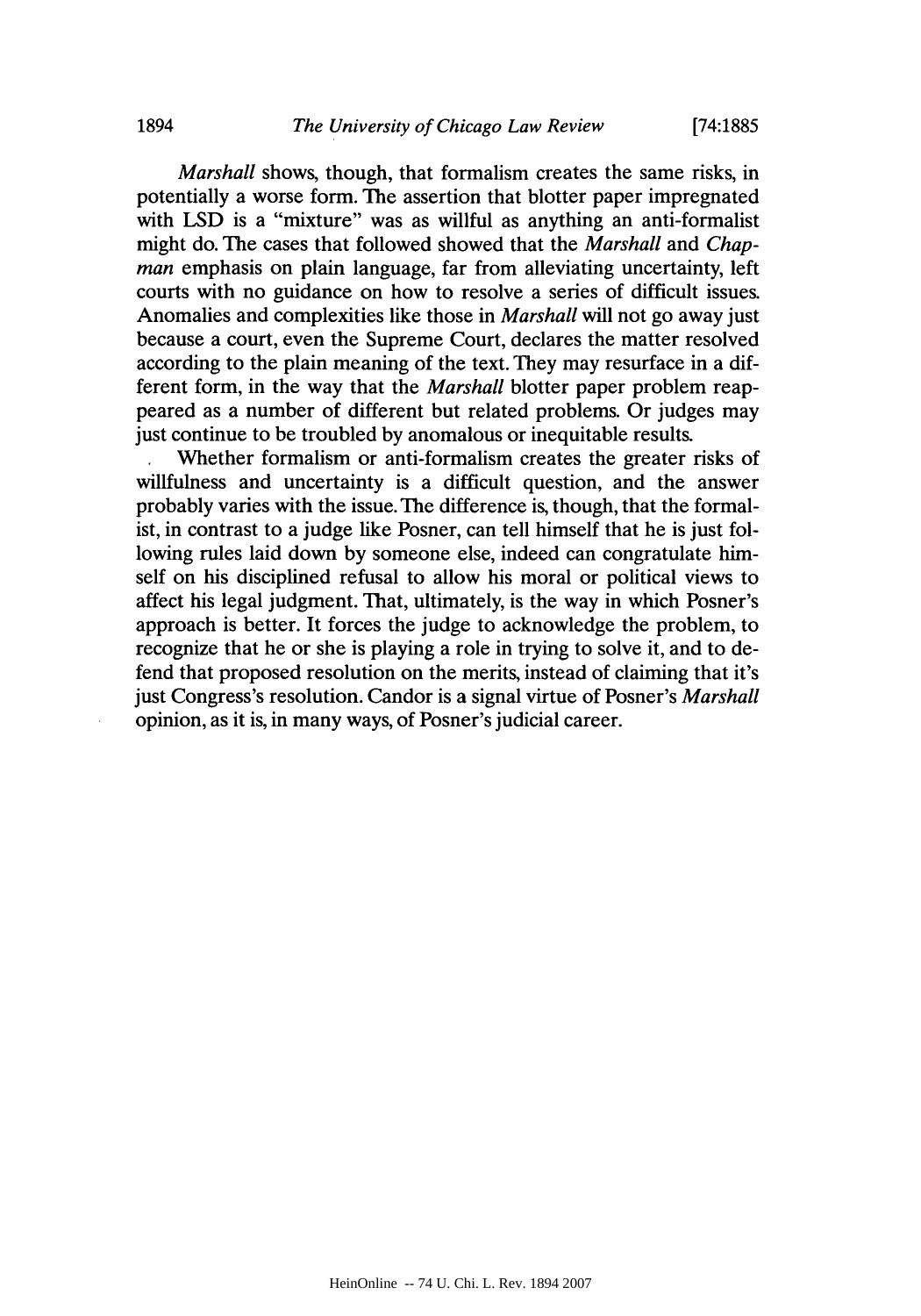*Marshall* shows, though, that formalism creates the same risks, in potentially a worse form. The assertion that blotter paper impregnated with LSD is a "mixture" was as willful as anything an anti-formalist might do. The cases that followed showed that the *Marshall* and *Chapman* emphasis on plain language, far from alleviating uncertainty, left courts with no guidance on how to resolve a series of difficult issues. Anomalies and complexities like those in *Marshall* will not go away just because a court, even the Supreme Court, declares the matter resolved according to the plain meaning of the text. They may resurface in a different form, in the way that the *Marshall* blotter paper problem reappeared as a number of different but related problems. Or judges may just continue to be troubled by anomalous or inequitable results.

Whether formalism or anti-formalism creates the greater risks of willfulness and uncertainty is a difficult question, and the answer probably varies with the issue. The difference is, though, that the formalist, in contrast to a judge like Posner, can tell himself that he is just following rules laid down by someone else, indeed can congratulate himself on his disciplined refusal to allow his moral or political views to affect his legal judgment. That, ultimately, is the way in which Posner's approach is better. It forces the judge to acknowledge the problem, to recognize that he or she is playing a role in trying to solve it, and to defend that proposed resolution on the merits, instead of claiming that it's just Congress's resolution. Candor is a signal virtue of Posner's *Marshall* opinion, as it is, in many ways, of Posner's judicial career.